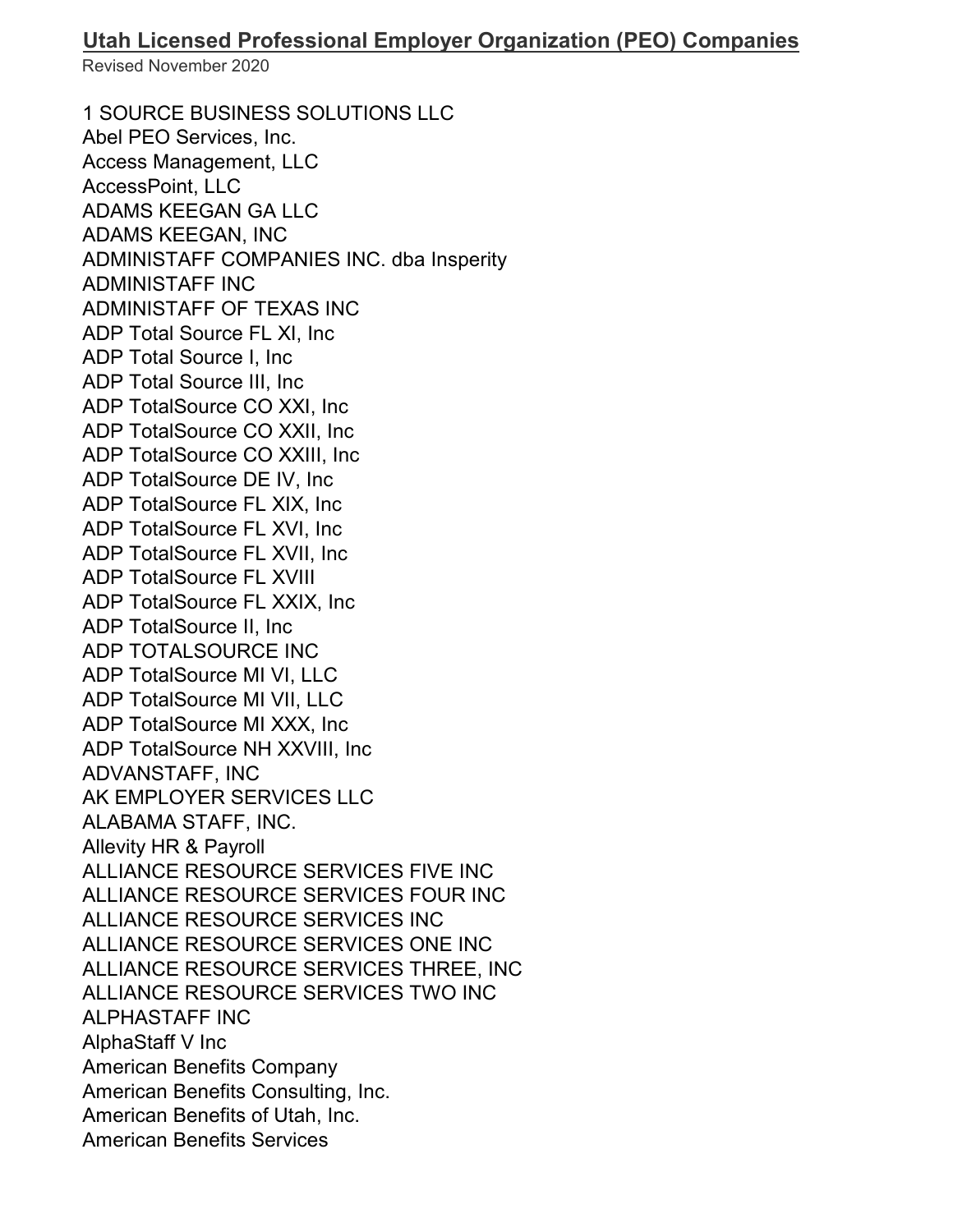# Utah Licensed Professional Employer Organization (PEO) Companies

Revised November 2020

1 SOURCE BUSINESS SOLUTIONS LLC
Abel PEO Services, Inc.
Access Management, LLC
AccessPoint, LLC
ADAMS KEEGAN GA LLC
ADAMS KEEGAN, INC
ADMINISTAFF COMPANIES INC. dba Insperity
ADMINISTAFF INC
ADMINISTAFF OF TEXAS INC
ADP Total Source FL XI, Inc
ADP Total Source I, Inc
ADP Total Source III, Inc
ADP TotalSource CO XXI, Inc
ADP TotalSource CO XXII, Inc
ADP TotalSource CO XXIII, Inc
ADP TotalSource DE IV, Inc
ADP TotalSource FL XIX, Inc
ADP TotalSource FL XVI, Inc
ADP TotalSource FL XVII, Inc
ADP TotalSource FL XVIII
ADP TotalSource FL XXIX, Inc
ADP TotalSource II, Inc
ADP TOTALSOURCE INC
ADP TotalSource MI VI, LLC
ADP TotalSource MI VII, LLC
ADP TotalSource MI XXX, Inc
ADP TotalSource NH XXVIII, Inc
ADVANSTAFF, INC
AK EMPLOYER SERVICES LLC
ALABAMA STAFF, INC.
Allevity HR & Payroll
ALLIANCE RESOURCE SERVICES FIVE INC
ALLIANCE RESOURCE SERVICES FOUR INC
ALLIANCE RESOURCE SERVICES INC
ALLIANCE RESOURCE SERVICES ONE INC
ALLIANCE RESOURCE SERVICES THREE, INC
ALLIANCE RESOURCE SERVICES TWO INC
ALPHASTAFF INC
AlphaStaff V Inc
American Benefits Company
American Benefits Consulting, Inc.
American Benefits of Utah, Inc.
American Benefits Services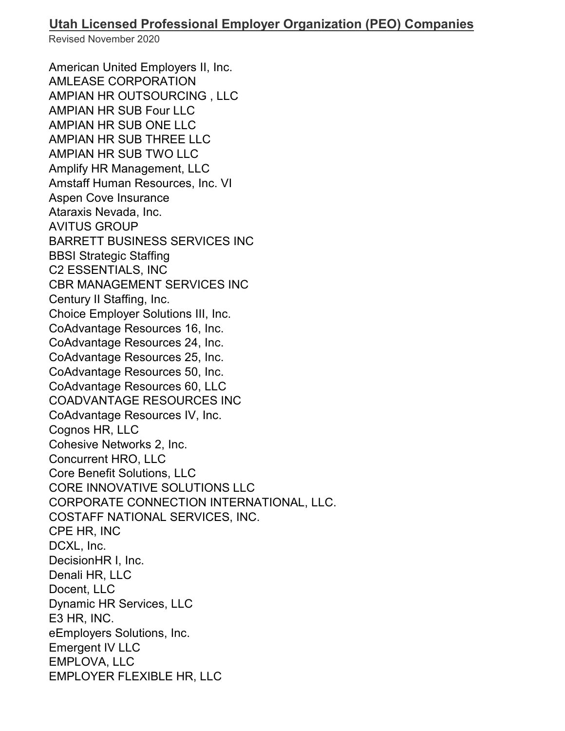## Utah Licensed Professional Employer Organization (PEO) Companies

Revised November 2020

American United Employers II, Inc.
AMLEASE CORPORATION
AMPIAN HR OUTSOURCING , LLC
AMPIAN HR SUB Four LLC
AMPIAN HR SUB ONE LLC
AMPIAN HR SUB THREE LLC
AMPIAN HR SUB TWO LLC
Amplify HR Management, LLC
Amstaff Human Resources, Inc. VI
Aspen Cove Insurance
Ataraxis Nevada, Inc.
AVITUS GROUP
BARRETT BUSINESS SERVICES INC
BBSI Strategic Staffing
C2 ESSENTIALS, INC
CBR MANAGEMENT SERVICES INC
Century II Staffing, Inc.
Choice Employer Solutions III, Inc.
CoAdvantage Resources 16, Inc.
CoAdvantage Resources 24, Inc.
CoAdvantage Resources 25, Inc.
CoAdvantage Resources 50, Inc.
CoAdvantage Resources 60, LLC
COADVANTAGE RESOURCES INC
CoAdvantage Resources IV, Inc.
Cognos HR, LLC
Cohesive Networks 2, Inc.
Concurrent HRO, LLC
Core Benefit Solutions, LLC
CORE INNOVATIVE SOLUTIONS LLC
CORPORATE CONNECTION INTERNATIONAL, LLC.
COSTAFF NATIONAL SERVICES, INC.
CPE HR, INC
DCXL, Inc.
DecisionHR I, Inc.
Denali HR, LLC
Docent, LLC
Dynamic HR Services, LLC
E3 HR, INC.
eEmployers Solutions, Inc.
Emergent IV LLC
EMPLOVA, LLC
EMPLOYER FLEXIBLE HR, LLC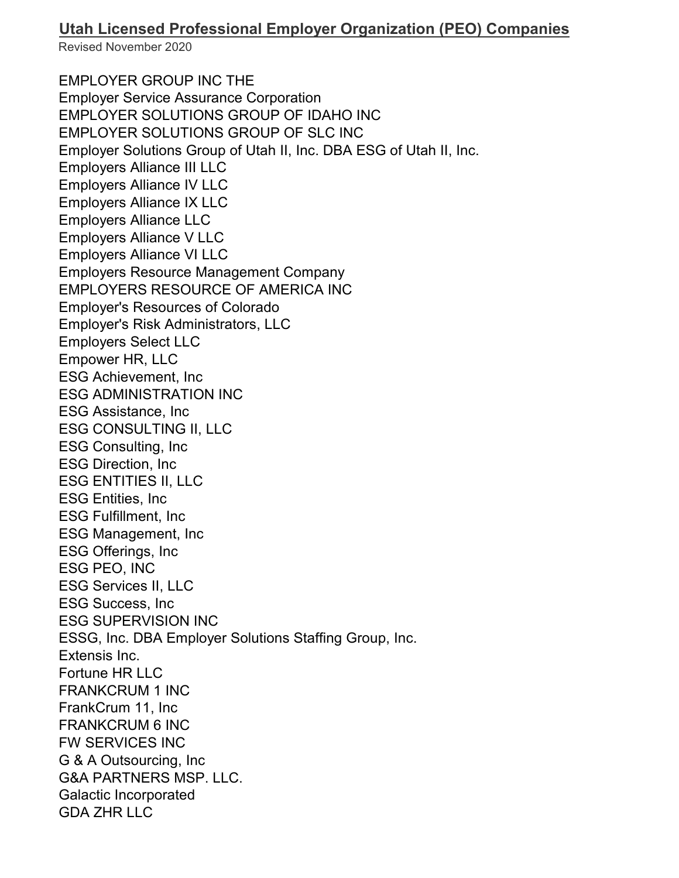## Utah Licensed Professional Employer Organization (PEO) Companies

Revised November 2020

EMPLOYER GROUP INC THE
Employer Service Assurance Corporation
EMPLOYER SOLUTIONS GROUP OF IDAHO INC
EMPLOYER SOLUTIONS GROUP OF SLC INC
Employer Solutions Group of Utah II, Inc. DBA ESG of Utah II, Inc.
Employers Alliance III LLC
Employers Alliance IV LLC
Employers Alliance IX LLC
Employers Alliance LLC
Employers Alliance V LLC
Employers Alliance VI LLC
Employers Resource Management Company
EMPLOYERS RESOURCE OF AMERICA INC
Employer's Resources of Colorado
Employer's Risk Administrators, LLC
Employers Select LLC
Empower HR, LLC
ESG Achievement, Inc
ESG ADMINISTRATION INC
ESG Assistance, Inc
ESG CONSULTING II, LLC
ESG Consulting, Inc
ESG Direction, Inc
ESG ENTITIES II, LLC
ESG Entities, Inc
ESG Fulfillment, Inc
ESG Management, Inc
ESG Offerings, Inc
ESG PEO, INC
ESG Services II, LLC
ESG Success, Inc
ESG SUPERVISION INC
ESSG, Inc. DBA Employer Solutions Staffing Group, Inc.
Extensis Inc.
Fortune HR LLC
FRANKCRUM 1 INC
FrankCrum 11, Inc
FRANKCRUM 6 INC
FW SERVICES INC
G & A Outsourcing, Inc
G&A PARTNERS MSP. LLC.
Galactic Incorporated
GDA ZHR LLC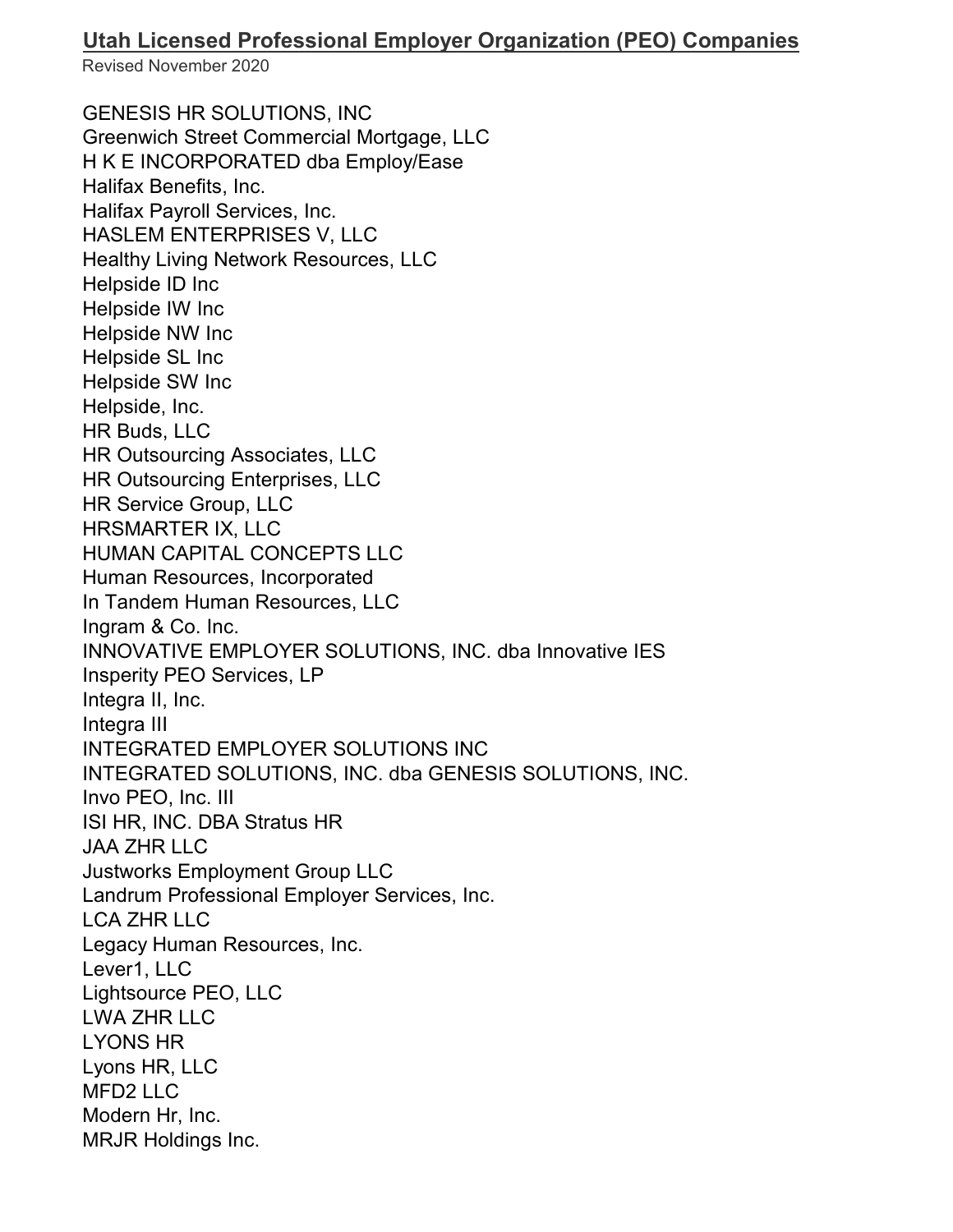## Utah Licensed Professional Employer Organization (PEO) Companies

Revised November 2020

GENESIS HR SOLUTIONS, INC
Greenwich Street Commercial Mortgage, LLC
H K E INCORPORATED dba Employ/Ease
Halifax Benefits, Inc.
Halifax Payroll Services, Inc.
HASLEM ENTERPRISES V, LLC
Healthy Living Network Resources, LLC
Helpside ID Inc
Helpside IW Inc
Helpside NW Inc
Helpside SL Inc
Helpside SW Inc
Helpside, Inc.
HR Buds, LLC
HR Outsourcing Associates, LLC
HR Outsourcing Enterprises, LLC
HR Service Group, LLC
HRSMARTER IX, LLC
HUMAN CAPITAL CONCEPTS LLC
Human Resources, Incorporated
In Tandem Human Resources, LLC
Ingram & Co. Inc.
INNOVATIVE EMPLOYER SOLUTIONS, INC. dba Innovative IES
Insperity PEO Services, LP
Integra II, Inc.
Integra III
INTEGRATED EMPLOYER SOLUTIONS INC
INTEGRATED SOLUTIONS, INC. dba GENESIS SOLUTIONS, INC.
Invo PEO, Inc. III
ISI HR, INC. DBA Stratus HR
JAA ZHR LLC
Justworks Employment Group LLC
Landrum Professional Employer Services, Inc.
LCA ZHR LLC
Legacy Human Resources, Inc.
Lever1, LLC
Lightsource PEO, LLC
LWA ZHR LLC
LYONS HR
Lyons HR, LLC
MFD2 LLC
Modern Hr, Inc.
MRJR Holdings Inc.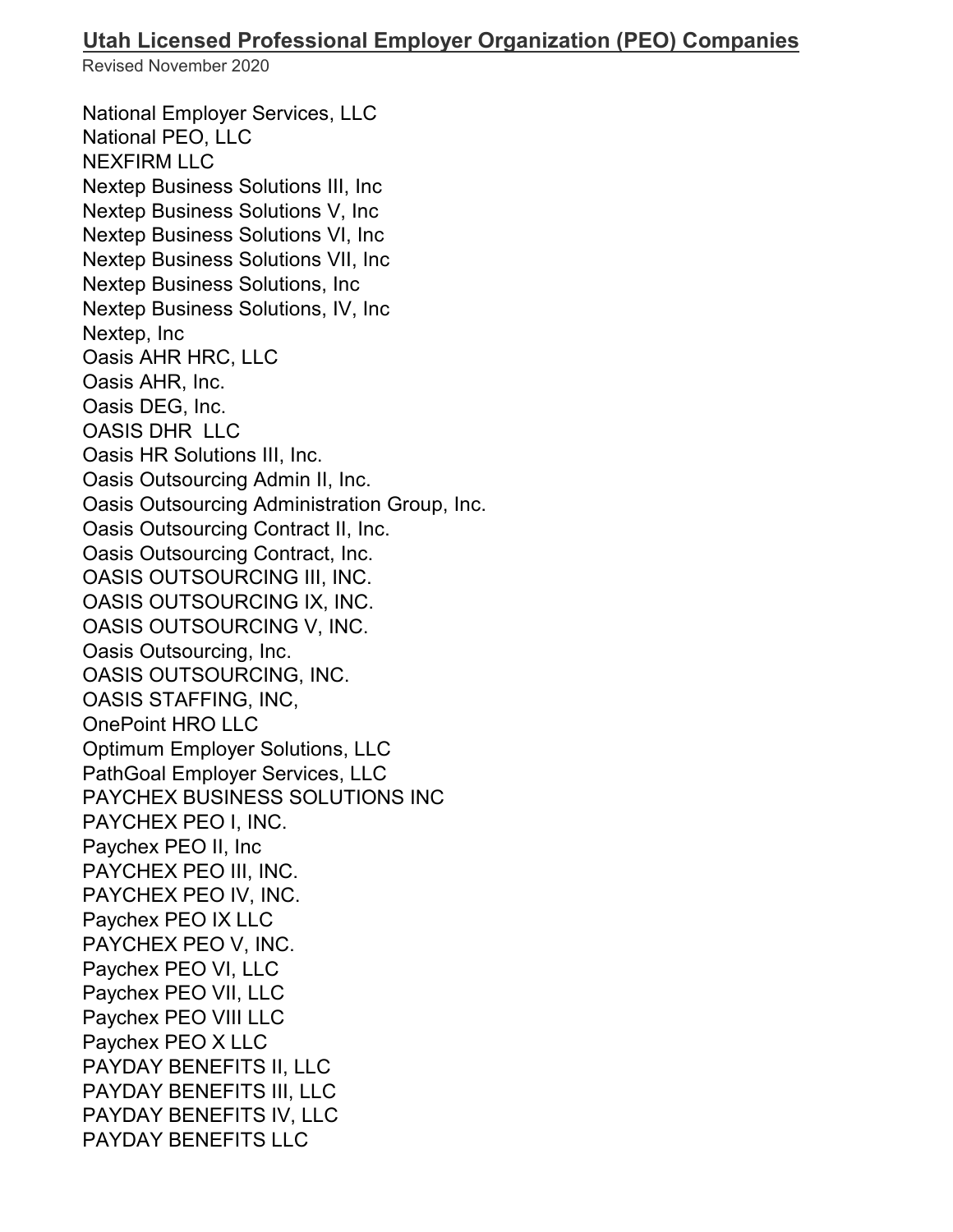## Utah Licensed Professional Employer Organization (PEO) Companies

Revised November 2020

National Employer Services, LLC
National PEO, LLC
NEXFIRM LLC
Nextep Business Solutions III, Inc
Nextep Business Solutions V, Inc
Nextep Business Solutions VI, Inc
Nextep Business Solutions VII, Inc
Nextep Business Solutions, Inc
Nextep Business Solutions, IV, Inc
Nextep, Inc
Oasis AHR HRC, LLC
Oasis AHR, Inc.
Oasis DEG, Inc.
OASIS DHR LLC
Oasis HR Solutions III, Inc.
Oasis Outsourcing Admin II, Inc.
Oasis Outsourcing Administration Group, Inc.
Oasis Outsourcing Contract II, Inc.
Oasis Outsourcing Contract, Inc.
OASIS OUTSOURCING III, INC.
OASIS OUTSOURCING IX, INC.
OASIS OUTSOURCING V, INC.
Oasis Outsourcing, Inc.
OASIS OUTSOURCING, INC.
OASIS STAFFING, INC,
OnePoint HRO LLC
Optimum Employer Solutions, LLC
PathGoal Employer Services, LLC
PAYCHEX BUSINESS SOLUTIONS INC
PAYCHEX PEO I, INC.
Paychex PEO II, Inc
PAYCHEX PEO III, INC.
PAYCHEX PEO IV, INC.
Paychex PEO IX LLC
PAYCHEX PEO V, INC.
Paychex PEO VI, LLC
Paychex PEO VII, LLC
Paychex PEO VIII LLC
Paychex PEO X LLC
PAYDAY BENEFITS II, LLC
PAYDAY BENEFITS III, LLC
PAYDAY BENEFITS IV, LLC
PAYDAY BENEFITS LLC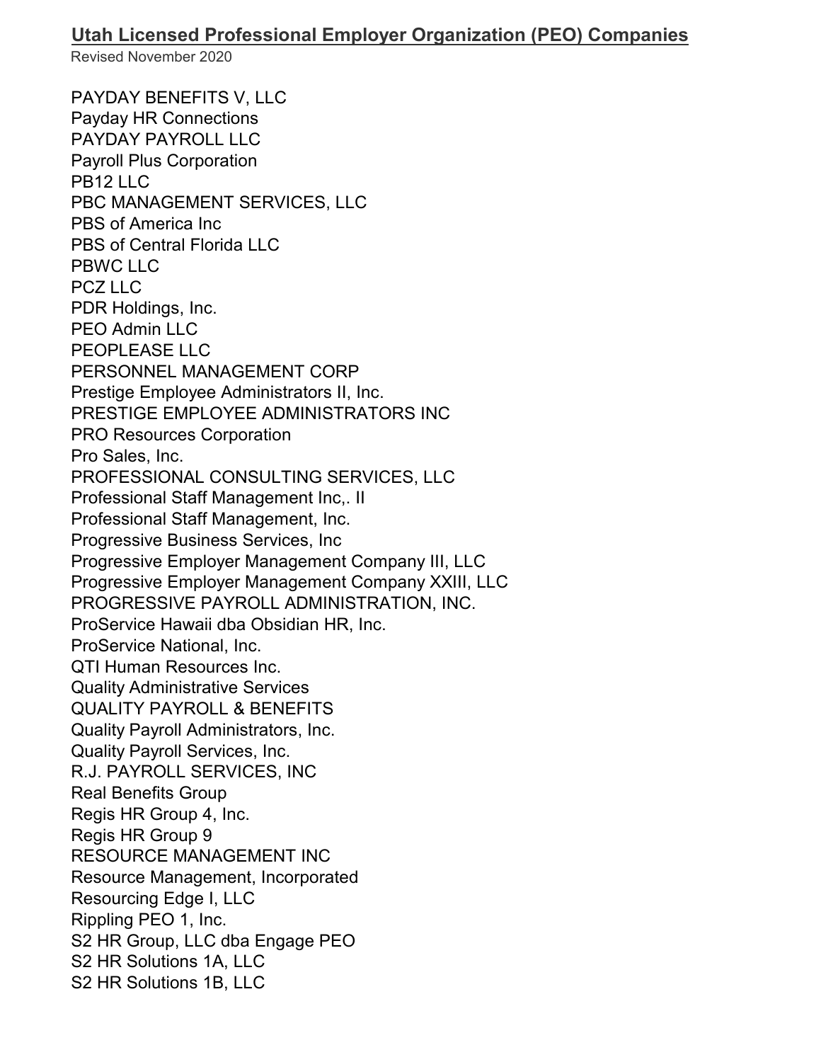## Utah Licensed Professional Employer Organization (PEO) Companies

Revised November 2020

PAYDAY BENEFITS V, LLC
Payday HR Connections
PAYDAY PAYROLL LLC
Payroll Plus Corporation
PB12 LLC
PBC MANAGEMENT SERVICES, LLC
PBS of America Inc
PBS of Central Florida LLC
PBWC LLC
PCZ LLC
PDR Holdings, Inc.
PEO Admin LLC
PEOPLEASE LLC
PERSONNEL MANAGEMENT CORP
Prestige Employee Administrators II, Inc.
PRESTIGE EMPLOYEE ADMINISTRATORS INC
PRO Resources Corporation
Pro Sales, Inc.
PROFESSIONAL CONSULTING SERVICES, LLC
Professional Staff Management Inc,. II
Professional Staff Management, Inc.
Progressive Business Services, Inc
Progressive Employer Management Company III, LLC
Progressive Employer Management Company XXIII, LLC
PROGRESSIVE PAYROLL ADMINISTRATION, INC.
ProService Hawaii dba Obsidian HR, Inc.
ProService National, Inc.
QTI Human Resources Inc.
Quality Administrative Services
QUALITY PAYROLL & BENEFITS
Quality Payroll Administrators, Inc.
Quality Payroll Services, Inc.
R.J. PAYROLL SERVICES, INC
Real Benefits Group
Regis HR Group 4, Inc.
Regis HR Group 9
RESOURCE MANAGEMENT INC
Resource Management, Incorporated
Resourcing Edge I, LLC
Rippling PEO 1, Inc.
S2 HR Group, LLC dba Engage PEO
S2 HR Solutions 1A, LLC
S2 HR Solutions 1B, LLC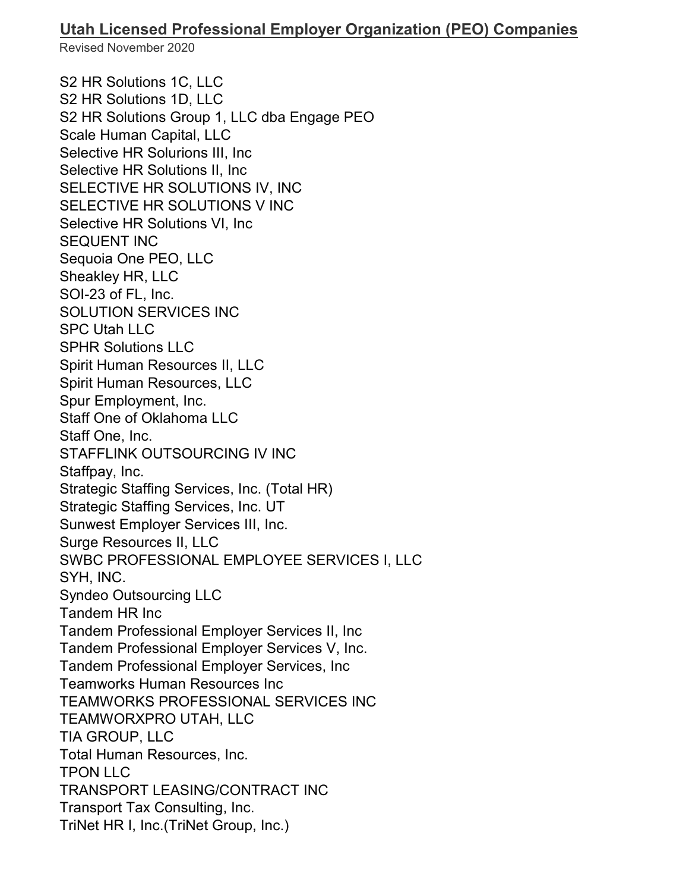# Utah Licensed Professional Employer Organization (PEO) Companies

Revised November 2020

S2 HR Solutions 1C, LLC
S2 HR Solutions 1D, LLC
S2 HR Solutions Group 1, LLC dba Engage PEO
Scale Human Capital, LLC
Selective HR Solurions III, Inc
Selective HR Solutions II, Inc
SELECTIVE HR SOLUTIONS IV, INC
SELECTIVE HR SOLUTIONS V INC
Selective HR Solutions VI, Inc
SEQUENT INC
Sequoia One PEO, LLC
Sheakley HR, LLC
SOI-23 of FL, Inc.
SOLUTION SERVICES INC
SPC Utah LLC
SPHR Solutions LLC
Spirit Human Resources II, LLC
Spirit Human Resources, LLC
Spur Employment, Inc.
Staff One of Oklahoma LLC
Staff One, Inc.
STAFFLINK OUTSOURCING IV INC
Staffpay, Inc.
Strategic Staffing Services, Inc. (Total HR)
Strategic Staffing Services, Inc. UT
Sunwest Employer Services III, Inc.
Surge Resources II, LLC
SWBC PROFESSIONAL EMPLOYEE SERVICES I, LLC
SYH, INC.
Syndeo Outsourcing LLC
Tandem HR Inc
Tandem Professional Employer Services II, Inc
Tandem Professional Employer Services V, Inc.
Tandem Professional Employer Services, Inc
Teamworks Human Resources Inc
TEAMWORKS PROFESSIONAL SERVICES INC
TEAMWORXPRO UTAH, LLC
TIA GROUP, LLC
Total Human Resources, Inc.
TPON LLC
TRANSPORT LEASING/CONTRACT INC
Transport Tax Consulting, Inc.
TriNet HR I, Inc.(TriNet Group, Inc.)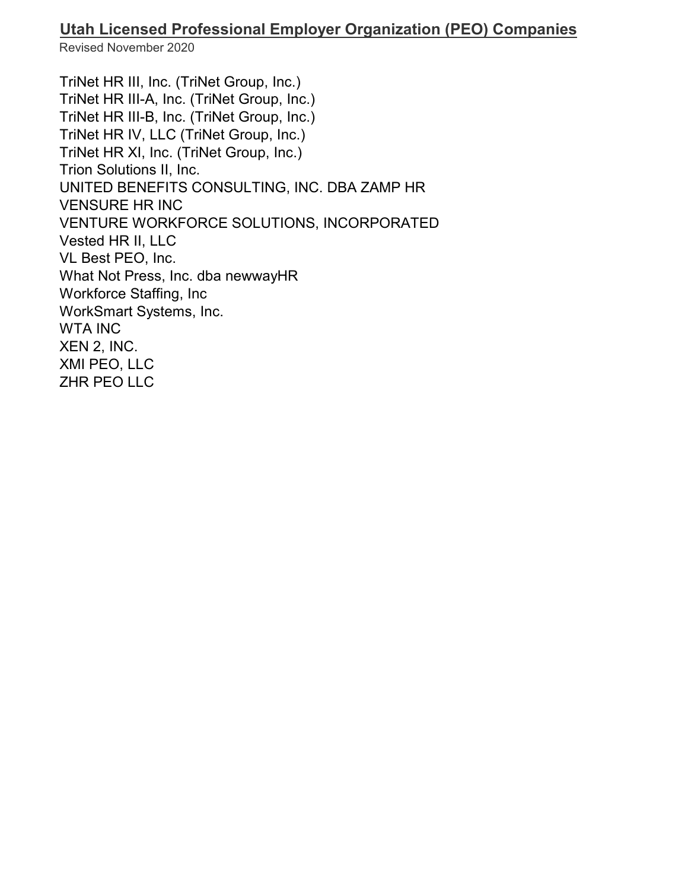## Utah Licensed Professional Employer Organization (PEO) Companies

Revised November 2020

TriNet HR III, Inc. (TriNet Group, Inc.)
TriNet HR III-A, Inc. (TriNet Group, Inc.)
TriNet HR III-B, Inc. (TriNet Group, Inc.)
TriNet HR IV, LLC (TriNet Group, Inc.)
TriNet HR XI, Inc. (TriNet Group, Inc.)
Trion Solutions II, Inc.
UNITED BENEFITS CONSULTING, INC. DBA ZAMP HR
VENSURE HR INC
VENTURE WORKFORCE SOLUTIONS, INCORPORATED
Vested HR II, LLC
VL Best PEO, Inc.
What Not Press, Inc. dba newwayHR
Workforce Staffing, Inc
WorkSmart Systems, Inc.
WTA INC
XEN 2, INC.
XMI PEO, LLC
ZHR PEO LLC